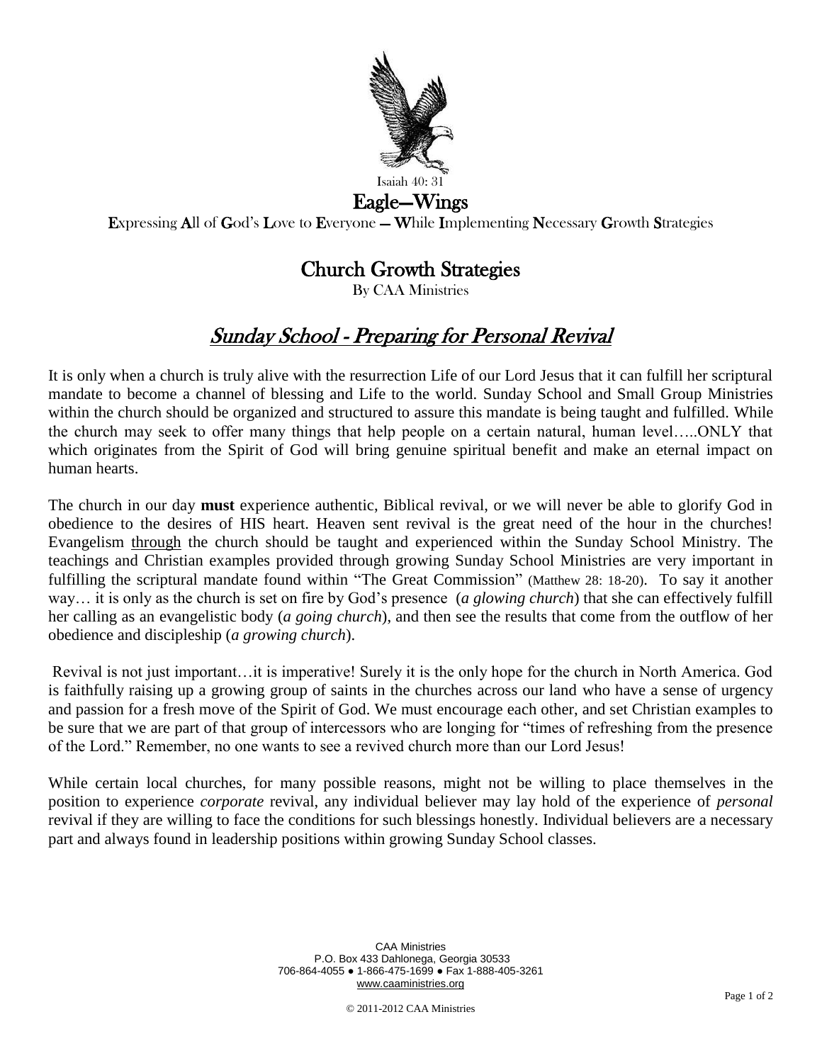Isaiah 40: 31

# Eagle—Wings

**E**xpressing **A**ll of **G**od's **L**ove to **E**veryone — **W**hile **I**mplementing **N**ecessary **G**rowth **S**trategies

## Church Growth Strategies

By CAA Ministries

## *Sunday School - Preparing for Personal Revival*

It is only when a church is truly alive with the resurrection Life of our Lord Jesus that it can fulfill her scriptural mandate to become a channel of blessing and Life to the world. Sunday School and Small Group Ministries within the church should be organized and structured to assure this mandate is being taught and fulfilled. While the church may seek to offer many things that help people on a certain natural, human level…..ONLY that which originates from the Spirit of God will bring genuine spiritual benefit and make an eternal impact on human hearts.

The church in our day **must** experience authentic, Biblical revival, or we will never be able to glorify God in obedience to the desires of HIS heart. Heaven sent revival is the great need of the hour in the churches! Evangelism through the church should be taught and experienced within the Sunday School Ministry. The teachings and Christian examples provided through growing Sunday School Ministries are very important in fulfilling the scriptural mandate found within "The Great Commission" (Matthew 28: 18-20). To say it another way… it is only as the church is set on fire by God's presence (*a glowing church*) that she can effectively fulfill her calling as an evangelistic body (*a going church*), and then see the results that come from the outflow of her obedience and discipleship (*a growing church*).

Revival is not just important…it is imperative! Surely it is the only hope for the church in North America. God is faithfully raising up a growing group of saints in the churches across our land who have a sense of urgency and passion for a fresh move of the Spirit of God. We must encourage each other, and set Christian examples to be sure that we are part of that group of intercessors who are longing for "times of refreshing from the presence of the Lord." Remember, no one wants to see a revived church more than our Lord Jesus!

While certain local churches, for many possible reasons, might not be willing to place themselves in the position to experience *corporate* revival, any individual believer may lay hold of the experience of *personal* revival if they are willing to face the conditions for such blessings honestly. Individual believers are a necessary part and always found in leadership positions within growing Sunday School classes.

CAA Ministries
P.O. Box 433 Dahlonega, Georgia 30533
706-864-4055 ● 1-866-475-1699 ● Fax 1-888-405-3261
www.caaministries.org

© 2011-2012 CAA Ministries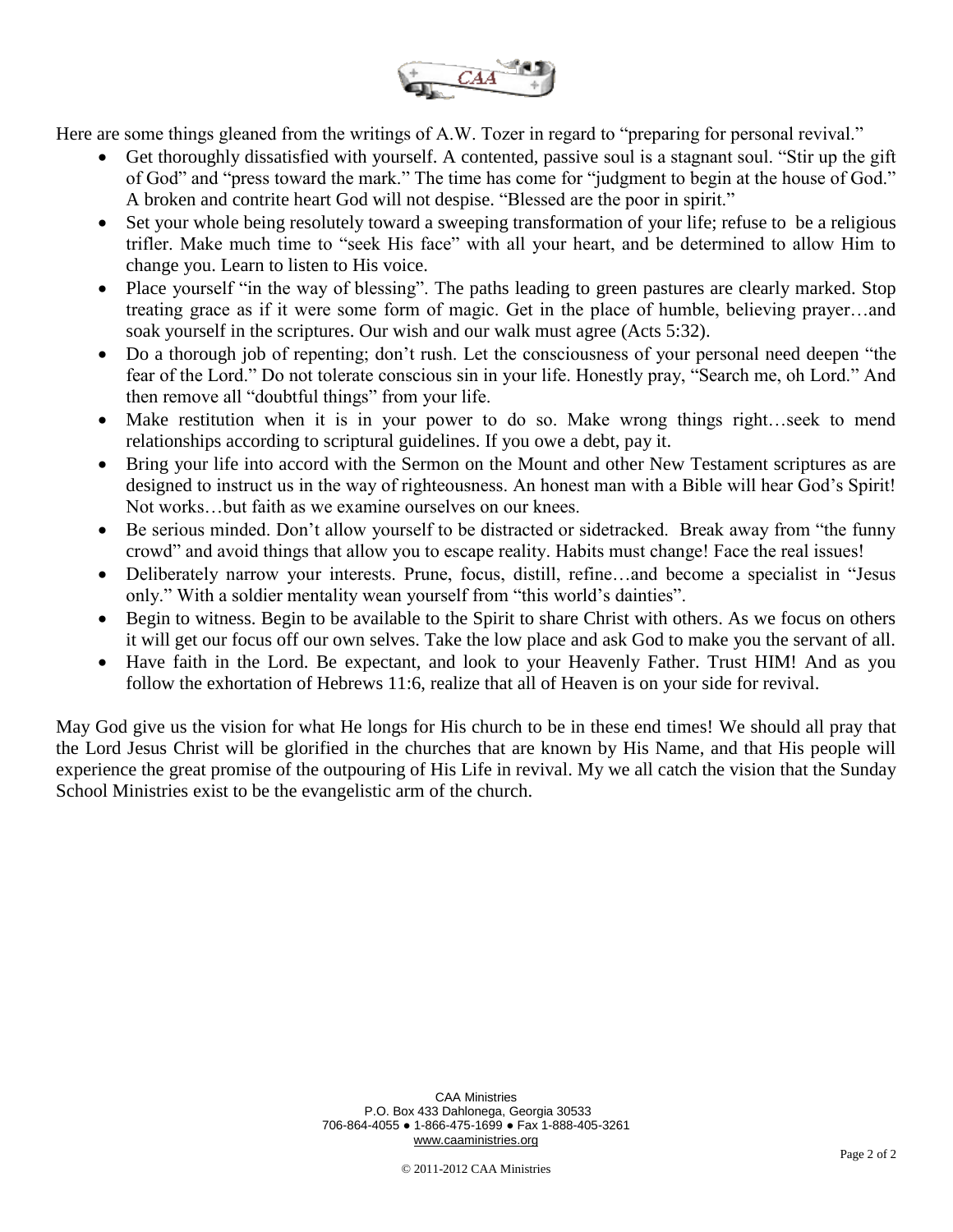Here are some things gleaned from the writings of A.W. Tozer in regard to "preparing for personal revival."

- Get thoroughly dissatisfied with yourself. A contented, passive soul is a stagnant soul. "Stir up the gift of God" and "press toward the mark." The time has come for "judgment to begin at the house of God." A broken and contrite heart God will not despise. "Blessed are the poor in spirit."
- Set your whole being resolutely toward a sweeping transformation of your life; refuse to be a religious trifler. Make much time to "seek His face" with all your heart, and be determined to allow Him to change you. Learn to listen to His voice.
- Place yourself "in the way of blessing". The paths leading to green pastures are clearly marked. Stop treating grace as if it were some form of magic. Get in the place of humble, believing prayer…and soak yourself in the scriptures. Our wish and our walk must agree (Acts 5:32).
- Do a thorough job of repenting; don't rush. Let the consciousness of your personal need deepen "the fear of the Lord." Do not tolerate conscious sin in your life. Honestly pray, "Search me, oh Lord." And then remove all "doubtful things" from your life.
- Make restitution when it is in your power to do so. Make wrong things right…seek to mend relationships according to scriptural guidelines. If you owe a debt, pay it.
- Bring your life into accord with the Sermon on the Mount and other New Testament scriptures as are designed to instruct us in the way of righteousness. An honest man with a Bible will hear God's Spirit! Not works…but faith as we examine ourselves on our knees.
- Be serious minded. Don't allow yourself to be distracted or sidetracked. Break away from "the funny crowd" and avoid things that allow you to escape reality. Habits must change! Face the real issues!
- Deliberately narrow your interests. Prune, focus, distill, refine…and become a specialist in "Jesus only." With a soldier mentality wean yourself from "this world's dainties".
- Begin to witness. Begin to be available to the Spirit to share Christ with others. As we focus on others it will get our focus off our own selves. Take the low place and ask God to make you the servant of all.
- Have faith in the Lord. Be expectant, and look to your Heavenly Father. Trust HIM! And as you follow the exhortation of Hebrews 11:6, realize that all of Heaven is on your side for revival.

May God give us the vision for what He longs for His church to be in these end times! We should all pray that the Lord Jesus Christ will be glorified in the churches that are known by His Name, and that His people will experience the great promise of the outpouring of His Life in revival. My we all catch the vision that the Sunday School Ministries exist to be the evangelistic arm of the church.

CAA Ministries
P.O. Box 433 Dahlonega, Georgia 30533
706-864-4055 ● 1-866-475-1699 ● Fax 1-888-405-3261
www.caaministries.org

© 2011-2012 CAA Ministries